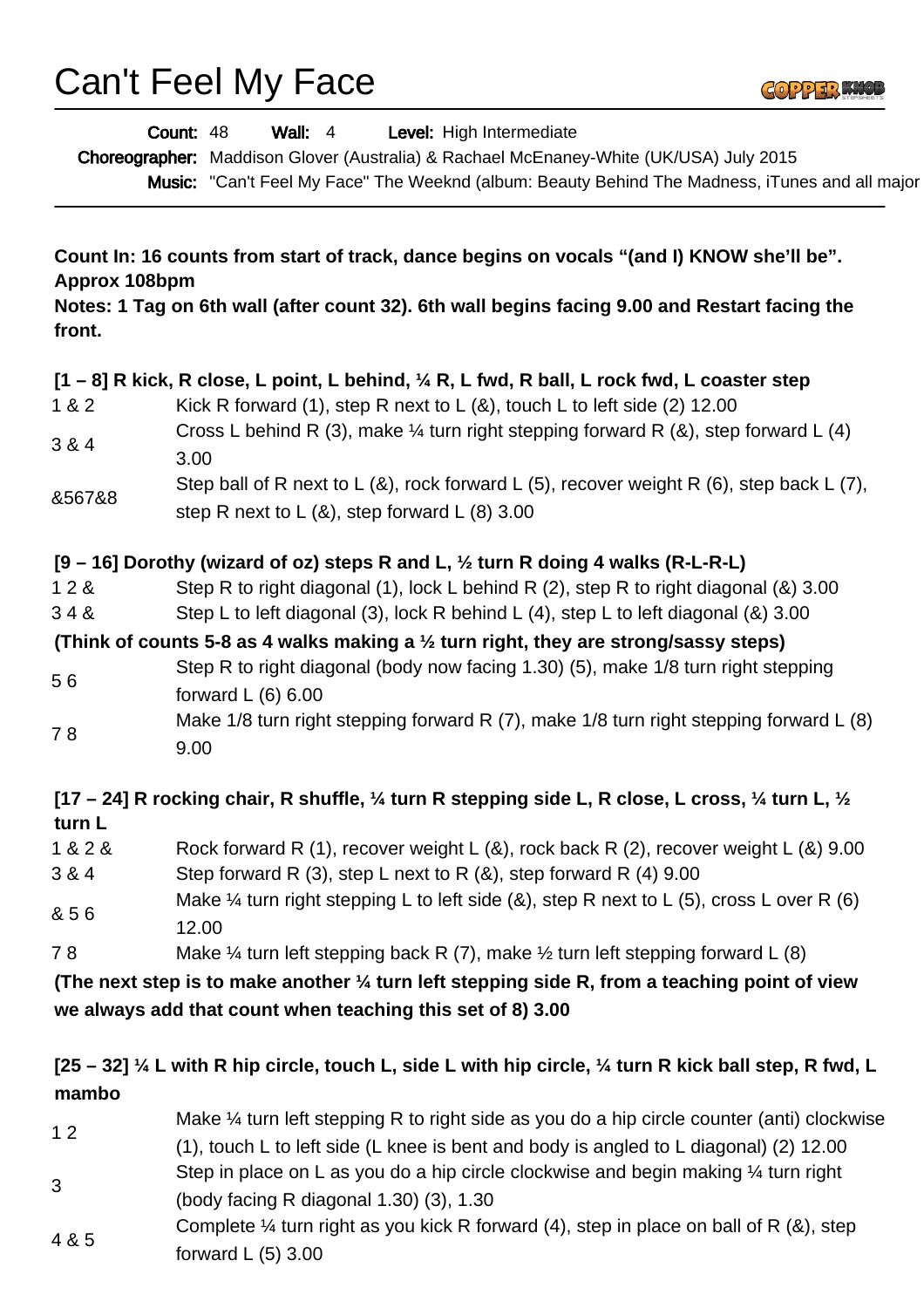// Transcribed by the assistant.
# Can't Feel My Face

**Count:** 48 **Wall:** 4 **Level:** High Intermediate
**Choreographer:** Maddison Glover (Australia) & Rachael McEnaney-White (UK/USA) July 2015
**Music:** "Can't Feel My Face" The Weeknd (album: Beauty Behind The Madness, iTunes and all major

**Count In: 16 counts from start of track, dance begins on vocals "(and I) KNOW she'll be". Approx 108bpm**
**Notes: 1 Tag on 6th wall (after count 32). 6th wall begins facing 9.00 and Restart facing the front.**

**[1 – 8] R kick, R close, L point, L behind, ¼ R, L fwd, R ball, L rock fwd, L coaster step**

| | |
|---|---|
| 1 & 2 | Kick R forward (1), step R next to L (&), touch L to left side (2) 12.00 |
| 3 & 4 | Cross L behind R (3), make ¼ turn right stepping forward R (&), step forward L (4) 3.00 |
| &567&8 | Step ball of R next to L (&), rock forward L (5), recover weight R (6), step back L (7), step R next to L (&), step forward L (8) 3.00 |

**[9 – 16] Dorothy (wizard of oz) steps R and L, ½ turn R doing 4 walks (R-L-R-L)**

| | |
|---|---|
| 1 2 & | Step R to right diagonal (1), lock L behind R (2), step R to right diagonal (&) 3.00 |
| 3 4 & | Step L to left diagonal (3), lock R behind L (4), step L to left diagonal (&) 3.00 |

**(Think of counts 5-8 as 4 walks making a ½ turn right, they are strong/sassy steps)**

| | |
|---|---|
| 5 6 | Step R to right diagonal (body now facing 1.30) (5), make 1/8 turn right stepping forward L (6) 6.00 |
| 7 8 | Make 1/8 turn right stepping forward R (7), make 1/8 turn right stepping forward L (8) 9.00 |

**[17 – 24] R rocking chair, R shuffle, ¼ turn R stepping side L, R close, L cross, ¼ turn L, ½ turn L**

| | |
|---|---|
| 1 & 2 & | Rock forward R (1), recover weight L (&), rock back R (2), recover weight L (&) 9.00 |
| 3 & 4 | Step forward R (3), step L next to R (&), step forward R (4) 9.00 |
| & 5 6 | Make ¼ turn right stepping L to left side (&), step R next to L (5), cross L over R (6) 12.00 |
| 7 8 | Make ¼ turn left stepping back R (7), make ½ turn left stepping forward L (8) |

**(The next step is to make another ¼ turn left stepping side R, from a teaching point of view we always add that count when teaching this set of 8) 3.00**

**[25 – 32] ¼ L with R hip circle, touch L, side L with hip circle, ¼ turn R kick ball step, R fwd, L mambo**

| | |
|---|---|
| 1 2 | Make ¼ turn left stepping R to right side as you do a hip circle counter (anti) clockwise (1), touch L to left side (L knee is bent and body is angled to L diagonal) (2) 12.00 |
| 3 | Step in place on L as you do a hip circle clockwise and begin making ¼ turn right (body facing R diagonal 1.30) (3), 1.30 |
| 4 & 5 | Complete ¼ turn right as you kick R forward (4), step in place on ball of R (&), step forward L (5) 3.00 |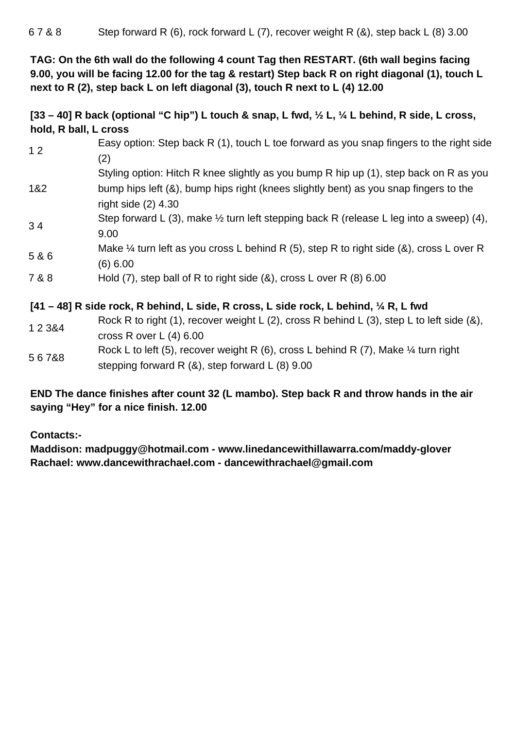| | |
|---|---|
| 6 7 & 8 | Step forward R (6), rock forward L (7), recover weight R (&), step back L (8) 3.00 |

**TAG: On the 6th wall do the following 4 count Tag then RESTART. (6th wall begins facing 9.00, you will be facing 12.00 for the tag & restart) Step back R on right diagonal (1), touch L next to R (2), step back L on left diagonal (3), touch R next to L (4) 12.00**

**[33 – 40] R back (optional “C hip”) L touch & snap, L fwd, ½ L, ¼ L behind, R side, L cross, hold, R ball, L cross**

| | |
|---|---|
| 1 2 | Easy option: Step back R (1), touch L toe forward as you snap fingers to the right side (2) |
| 1&2 | Styling option: Hitch R knee slightly as you bump R hip up (1), step back on R as you bump hips left (&), bump hips right (knees slightly bent) as you snap fingers to the right side (2) 4.30 |
| 3 4 | Step forward L (3), make ½ turn left stepping back R (release L leg into a sweep) (4), 9.00 |
| 5 & 6 | Make ¼ turn left as you cross L behind R (5), step R to right side (&), cross L over R (6) 6.00 |
| 7 & 8 | Hold (7), step ball of R to right side (&), cross L over R (8) 6.00 |

**[41 – 48] R side rock, R behind, L side, R cross, L side rock, L behind, ¼ R, L fwd**

| | |
|---|---|
| 1 2 3&4 | Rock R to right (1), recover weight L (2), cross R behind L (3), step L to left side (&), cross R over L (4) 6.00 |
| 5 6 7&8 | Rock L to left (5), recover weight R (6), cross L behind R (7), Make ¼ turn right stepping forward R (&), step forward L (8) 9.00 |

**END The dance finishes after count 32 (L mambo). Step back R and throw hands in the air saying “Hey” for a nice finish. 12.00**

**Contacts:-**
**Maddison: madpuggy@hotmail.com - www.linedancewithillawarra.com/maddy-glover**
**Rachael: www.dancewithrachael.com - dancewithrachael@gmail.com**